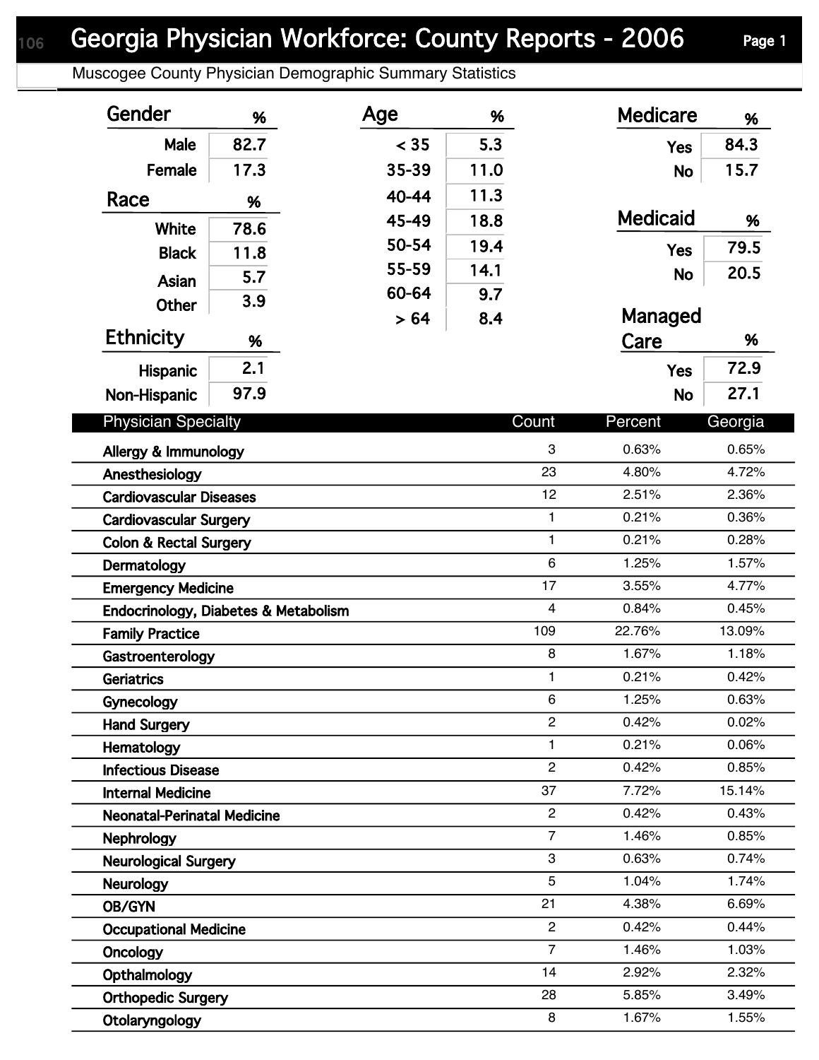# Georgia Physician Workforce: County Reports - 2006

Muscogee County Physician Demographic Summary Statistics

| Gender | % |
|---|---|
| Male | 82.7 |
| Female | 17.3 |

| Race | % |
|---|---|
| White | 78.6 |
| Black | 11.8 |
| Asian | 5.7 |
| Other | 3.9 |

| Ethnicity | % |
|---|---|
| Hispanic | 2.1 |
| Non-Hispanic | 97.9 |

| Age | % |
|---|---|
| < 35 | 5.3 |
| 35-39 | 11.0 |
| 40-44 | 11.3 |
| 45-49 | 18.8 |
| 50-54 | 19.4 |
| 55-59 | 14.1 |
| 60-64 | 9.7 |
| > 64 | 8.4 |

| Medicare | % |
|---|---|
| Yes | 84.3 |
| No | 15.7 |

| Medicaid | % |
|---|---|
| Yes | 79.5 |
| No | 20.5 |

| Managed Care | % |
|---|---|
| Yes | 72.9 |
| No | 27.1 |

| Physician Specialty | Count | Percent | Georgia |
|---|---|---|---|
| Allergy & Immunology | 3 | 0.63% | 0.65% |
| Anesthesiology | 23 | 4.80% | 4.72% |
| Cardiovascular Diseases | 12 | 2.51% | 2.36% |
| Cardiovascular Surgery | 1 | 0.21% | 0.36% |
| Colon & Rectal Surgery | 1 | 0.21% | 0.28% |
| Dermatology | 6 | 1.25% | 1.57% |
| Emergency Medicine | 17 | 3.55% | 4.77% |
| Endocrinology, Diabetes & Metabolism | 4 | 0.84% | 0.45% |
| Family Practice | 109 | 22.76% | 13.09% |
| Gastroenterology | 8 | 1.67% | 1.18% |
| Geriatrics | 1 | 0.21% | 0.42% |
| Gynecology | 6 | 1.25% | 0.63% |
| Hand Surgery | 2 | 0.42% | 0.02% |
| Hematology | 1 | 0.21% | 0.06% |
| Infectious Disease | 2 | 0.42% | 0.85% |
| Internal Medicine | 37 | 7.72% | 15.14% |
| Neonatal-Perinatal Medicine | 2 | 0.42% | 0.43% |
| Nephrology | 7 | 1.46% | 0.85% |
| Neurological Surgery | 3 | 0.63% | 0.74% |
| Neurology | 5 | 1.04% | 1.74% |
| OB/GYN | 21 | 4.38% | 6.69% |
| Occupational Medicine | 2 | 0.42% | 0.44% |
| Oncology | 7 | 1.46% | 1.03% |
| Opthalmology | 14 | 2.92% | 2.32% |
| Orthopedic Surgery | 28 | 5.85% | 3.49% |
| Otolaryngology | 8 | 1.67% | 1.55% |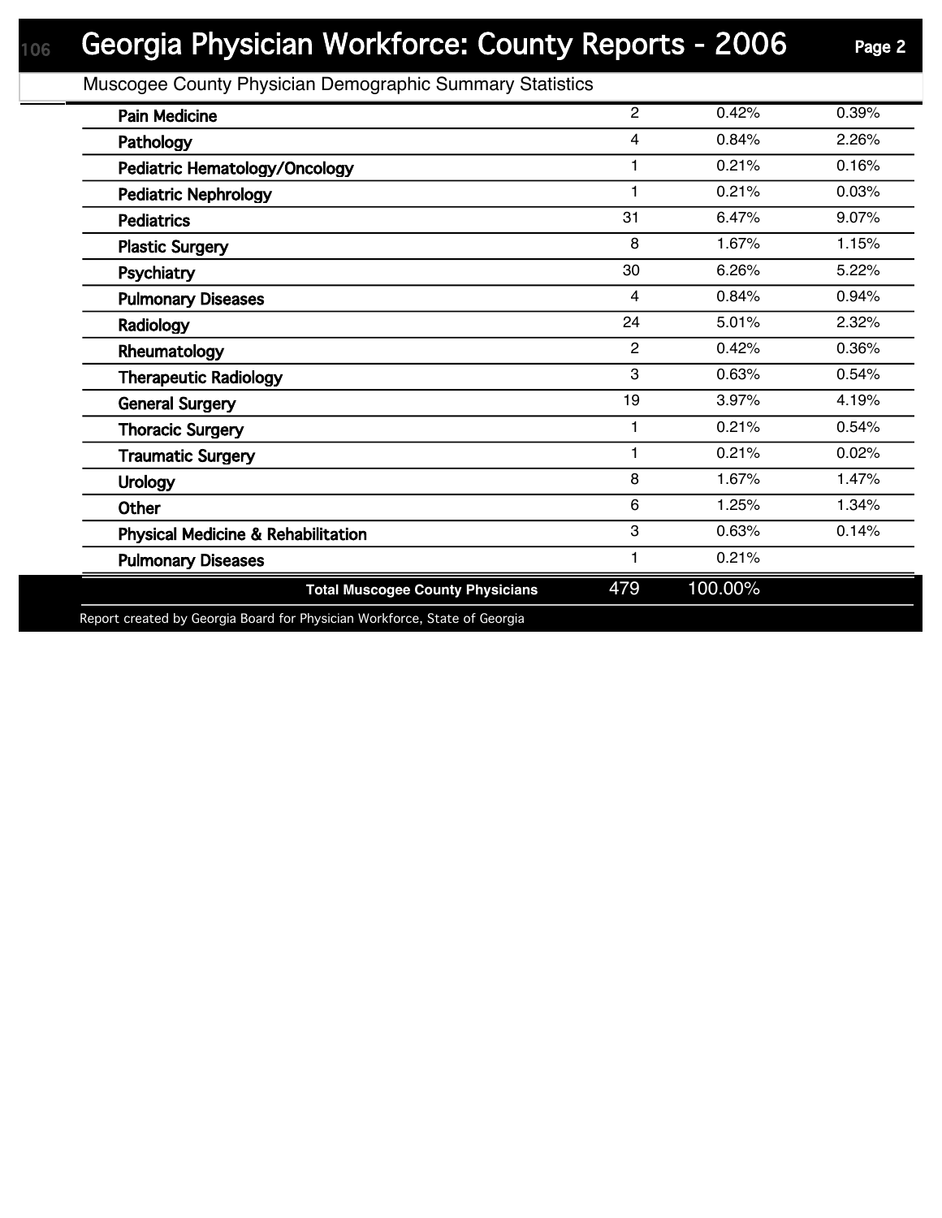## Muscogee County Physician Demographic Summary Statistics

| | | | |
|---|---|---|---|
| Pain Medicine | 2 | 0.42% | 0.39% |
| Pathology | 4 | 0.84% | 2.26% |
| Pediatric Hematology/Oncology | 1 | 0.21% | 0.16% |
| Pediatric Nephrology | 1 | 0.21% | 0.03% |
| Pediatrics | 31 | 6.47% | 9.07% |
| Plastic Surgery | 8 | 1.67% | 1.15% |
| Psychiatry | 30 | 6.26% | 5.22% |
| Pulmonary Diseases | 4 | 0.84% | 0.94% |
| Radiology | 24 | 5.01% | 2.32% |
| Rheumatology | 2 | 0.42% | 0.36% |
| Therapeutic Radiology | 3 | 0.63% | 0.54% |
| General Surgery | 19 | 3.97% | 4.19% |
| Thoracic Surgery | 1 | 0.21% | 0.54% |
| Traumatic Surgery | 1 | 0.21% | 0.02% |
| Urology | 8 | 1.67% | 1.47% |
| Other | 6 | 1.25% | 1.34% |
| Physical Medicine & Rehabilitation | 3 | 0.63% | 0.14% |
| Pulmonary Diseases | 1 | 0.21% | |
| **Total Muscogee County Physicians** | 479 | 100.00% | |

Report created by Georgia Board for Physician Workforce, State of Georgia